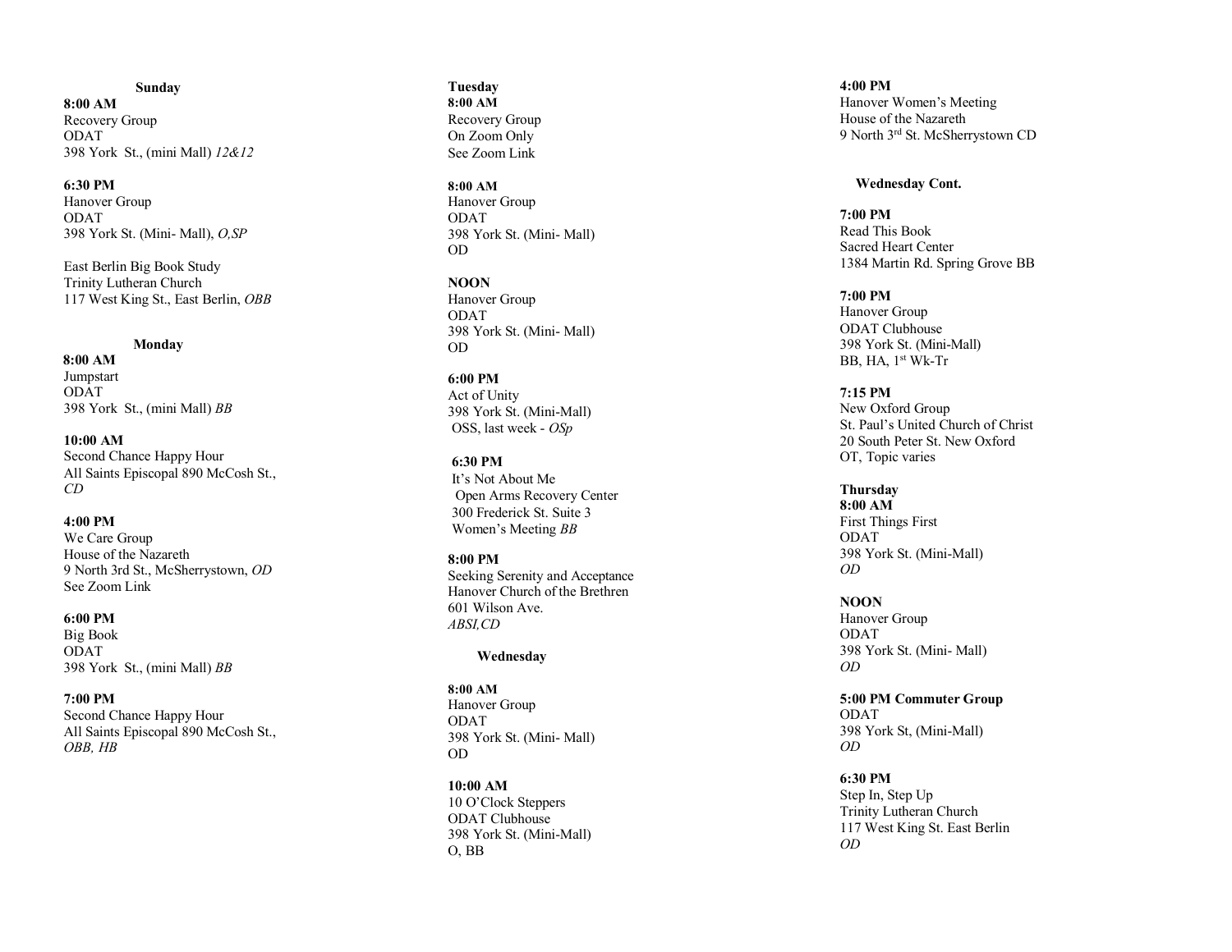## Sunday

**8:00 AM**
Recovery Group
ODAT
398 York St., (mini Mall) *12&12*

**6:30 PM**
Hanover Group
ODAT
398 York St. (Mini- Mall), *O,SP*

East Berlin Big Book Study
Trinity Lutheran Church
117 West King St., East Berlin, *OBB*

## Monday

**8:00 AM**
Jumpstart
ODAT
398 York St., (mini Mall) *BB*

**10:00 AM**
Second Chance Happy Hour
All Saints Episcopal 890 McCosh St., *CD*

**4:00 PM**
We Care Group
House of the Nazareth
9 North 3rd St., McSherrystown, *OD*
See Zoom Link

**6:00 PM**
Big Book
ODAT
398 York St., (mini Mall) *BB*

**7:00 PM**
Second Chance Happy Hour
All Saints Episcopal 890 McCosh St., *OBB, HB*

## Tuesday

**8:00 AM**
Recovery Group
On Zoom Only
See Zoom Link

**8:00 AM**
Hanover Group
ODAT
398 York St. (Mini- Mall)
OD

**NOON**
Hanover Group
ODAT
398 York St. (Mini- Mall)
OD

**6:00 PM**
Act of Unity
398 York St. (Mini-Mall)
OSS, last week - *OSp*

**6:30 PM**
It's Not About Me
Open Arms Recovery Center
300 Frederick St. Suite 3
Women's Meeting *BB*

**8:00 PM**
Seeking Serenity and Acceptance
Hanover Church of the Brethren
601 Wilson Ave.
*ABSI,CD*

## Wednesday

**8:00 AM**
Hanover Group
ODAT
398 York St. (Mini- Mall)
OD

**10:00 AM**
10 O'Clock Steppers
ODAT Clubhouse
398 York St. (Mini-Mall)
O, BB

**4:00 PM**
Hanover Women's Meeting
House of the Nazareth
9 North 3rd St. McSherrystown CD

## Wednesday Cont.

**7:00 PM**
Read This Book
Sacred Heart Center
1384 Martin Rd. Spring Grove BB

**7:00 PM**
Hanover Group
ODAT Clubhouse
398 York St. (Mini-Mall)
BB, HA, 1st Wk-Tr

**7:15 PM**
New Oxford Group
St. Paul's United Church of Christ
20 South Peter St. New Oxford
OT, Topic varies

## Thursday

**8:00 AM**
First Things First
ODAT
398 York St. (Mini-Mall)
*OD*

**NOON**
Hanover Group
ODAT
398 York St. (Mini- Mall)
*OD*

**5:00 PM Commuter Group**
ODAT
398 York St, (Mini-Mall)
*OD*

**6:30 PM**
Step In, Step Up
Trinity Lutheran Church
117 West King St. East Berlin
*OD*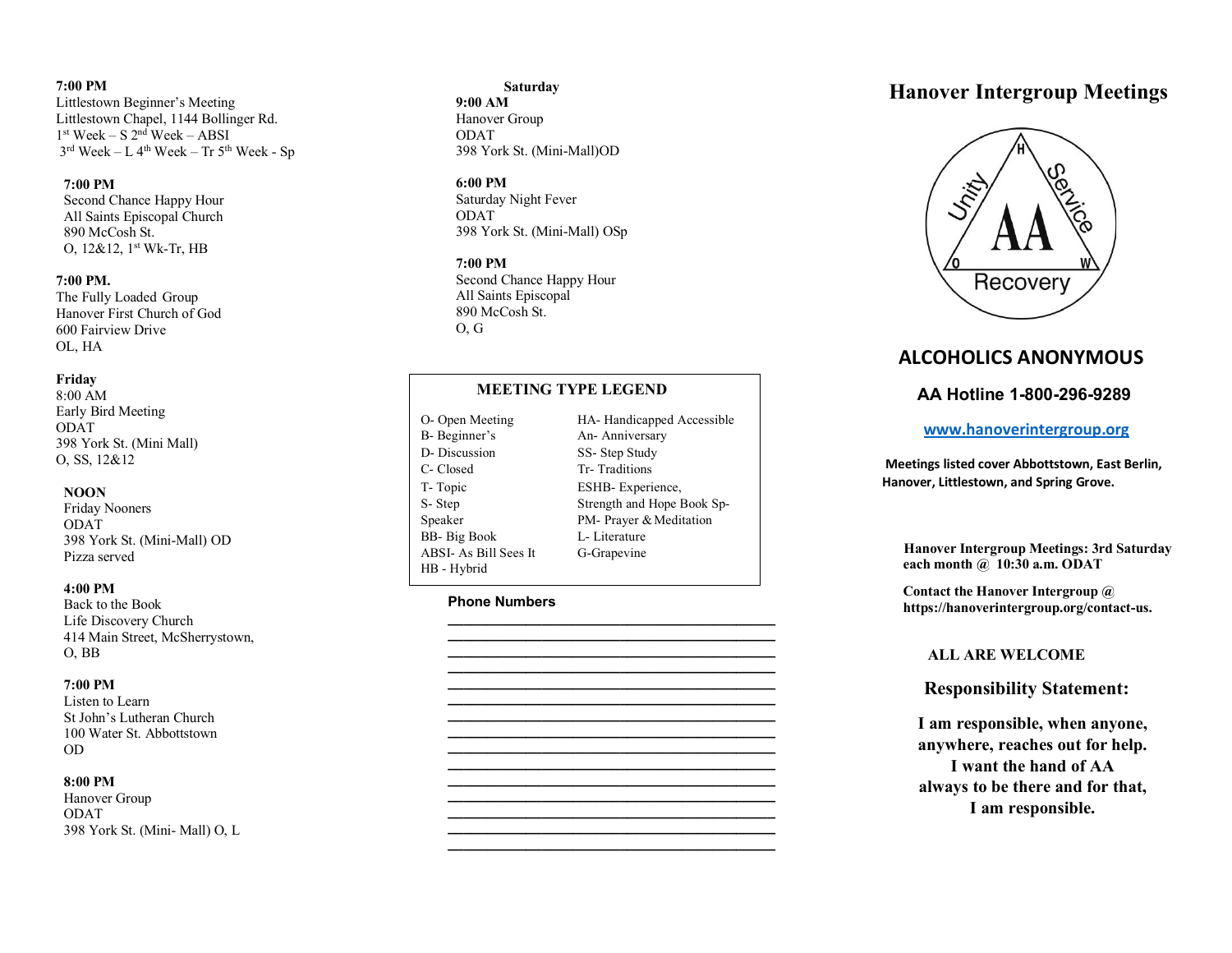**7:00 PM**
Littlestown Beginner's Meeting
Littlestown Chapel, 1144 Bollinger Rd.
1st Week – S 2nd Week – ABSI
3rd Week – L 4th Week – Tr 5th Week - Sp

**7:00 PM**
Second Chance Happy Hour
All Saints Episcopal Church
890 McCosh St.
O, 12&12, 1st Wk-Tr, HB

**7:00 PM.**
The Fully Loaded Group
Hanover First Church of God
600 Fairview Drive
OL, HA

**Friday**
8:00 AM
Early Bird Meeting
ODAT
398 York St. (Mini Mall)
O, SS, 12&12

**NOON**
Friday Nooners
ODAT
398 York St. (Mini-Mall) OD
Pizza served

**4:00 PM**
Back to the Book
Life Discovery Church
414 Main Street, McSherrystown,
O, BB

**7:00 PM**
Listen to Learn
St John's Lutheran Church
100 Water St. Abbottstown
OD

**8:00 PM**
Hanover Group
ODAT
398 York St. (Mini- Mall) O, L

**Saturday**

**9:00 AM**
Hanover Group
ODAT
398 York St. (Mini-Mall)OD

**6:00 PM**
Saturday Night Fever
ODAT
398 York St. (Mini-Mall) OSp

**7:00 PM**
Second Chance Happy Hour
All Saints Episcopal
890 McCosh St.
O, G

**MEETING TYPE LEGEND**

| | |
|---|---|
| O- Open Meeting | HA- Handicapped Accessible |
| B- Beginner's | An- Anniversary |
| D- Discussion | SS- Step Study |
| C- Closed | Tr- Traditions |
| T- Topic | ESHB- Experience, Strength and Hope Book |
| S- Step | Sp- Speaker |
| BB- Big Book | PM- Prayer & Meditation |
| ABSI- As Bill Sees It | L- Literature |
| HB - Hybrid | G-Grapevine |

**Phone Numbers**

______________________________________________
______________________________________________
______________________________________________
______________________________________________
______________________________________________
______________________________________________
______________________________________________
______________________________________________
______________________________________________
______________________________________________
______________________________________________
______________________________________________
______________________________________________
______________________________________________
______________________________________________

# Hanover Intergroup Meetings

Unity Service Recovery AA

## ALCOHOLICS ANONYMOUS

**AA Hotline 1-800-296-9289**

www.hanoverintergroup.org

**Meetings listed cover Abbottstown, East Berlin, Hanover, Littlestown, and Spring Grove.**

**Hanover Intergroup Meetings: 3rd Saturday each month @ 10:30 a.m. ODAT**

**Contact the Hanover Intergroup @ https://hanoverintergroup.org/contact-us.**

**ALL ARE WELCOME**

**Responsibility Statement:**

**I am responsible, when anyone, anywhere, reaches out for help. I want the hand of AA always to be there and for that, I am responsible.**